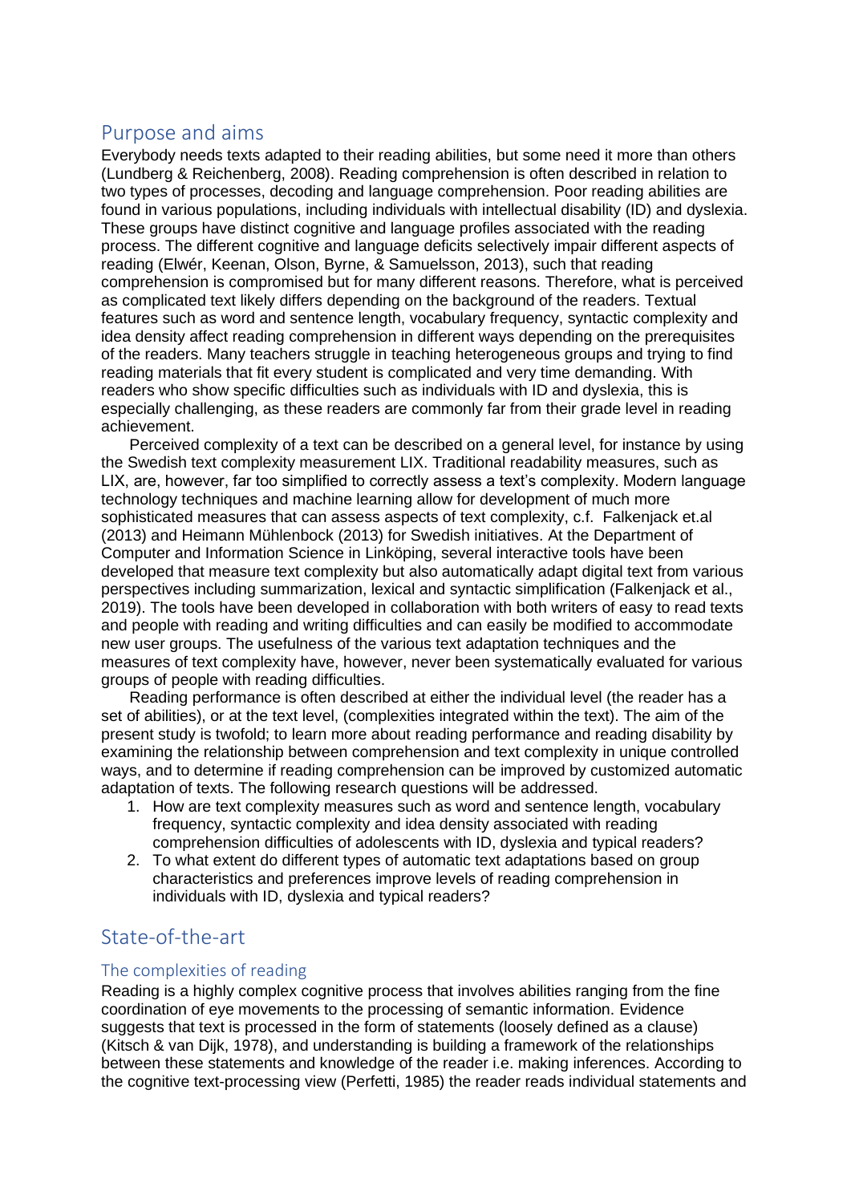## Purpose and aims

Everybody needs texts adapted to their reading abilities, but some need it more than others (Lundberg & Reichenberg, 2008). Reading comprehension is often described in relation to two types of processes, decoding and language comprehension. Poor reading abilities are found in various populations, including individuals with intellectual disability (ID) and dyslexia. These groups have distinct cognitive and language profiles associated with the reading process. The different cognitive and language deficits selectively impair different aspects of reading (Elwér, Keenan, Olson, Byrne, & Samuelsson, 2013), such that reading comprehension is compromised but for many different reasons. Therefore, what is perceived as complicated text likely differs depending on the background of the readers. Textual features such as word and sentence length, vocabulary frequency, syntactic complexity and idea density affect reading comprehension in different ways depending on the prerequisites of the readers. Many teachers struggle in teaching heterogeneous groups and trying to find reading materials that fit every student is complicated and very time demanding. With readers who show specific difficulties such as individuals with ID and dyslexia, this is especially challenging, as these readers are commonly far from their grade level in reading achievement.

Perceived complexity of a text can be described on a general level, for instance by using the Swedish text complexity measurement LIX. Traditional readability measures, such as LIX, are, however, far too simplified to correctly assess a text's complexity. Modern language technology techniques and machine learning allow for development of much more sophisticated measures that can assess aspects of text complexity, c.f. Falkenjack et.al (2013) and Heimann Mühlenbock (2013) for Swedish initiatives. At the Department of Computer and Information Science in Linköping, several interactive tools have been developed that measure text complexity but also automatically adapt digital text from various perspectives including summarization, lexical and syntactic simplification (Falkenjack et al., 2019). The tools have been developed in collaboration with both writers of easy to read texts and people with reading and writing difficulties and can easily be modified to accommodate new user groups. The usefulness of the various text adaptation techniques and the measures of text complexity have, however, never been systematically evaluated for various groups of people with reading difficulties.

Reading performance is often described at either the individual level (the reader has a set of abilities), or at the text level, (complexities integrated within the text). The aim of the present study is twofold; to learn more about reading performance and reading disability by examining the relationship between comprehension and text complexity in unique controlled ways, and to determine if reading comprehension can be improved by customized automatic adaptation of texts. The following research questions will be addressed.

1. How are text complexity measures such as word and sentence length, vocabulary frequency, syntactic complexity and idea density associated with reading comprehension difficulties of adolescents with ID, dyslexia and typical readers?
2. To what extent do different types of automatic text adaptations based on group characteristics and preferences improve levels of reading comprehension in individuals with ID, dyslexia and typical readers?

## State-of-the-art

### The complexities of reading

Reading is a highly complex cognitive process that involves abilities ranging from the fine coordination of eye movements to the processing of semantic information. Evidence suggests that text is processed in the form of statements (loosely defined as a clause) (Kitsch & van Dijk, 1978), and understanding is building a framework of the relationships between these statements and knowledge of the reader i.e. making inferences. According to the cognitive text-processing view (Perfetti, 1985) the reader reads individual statements and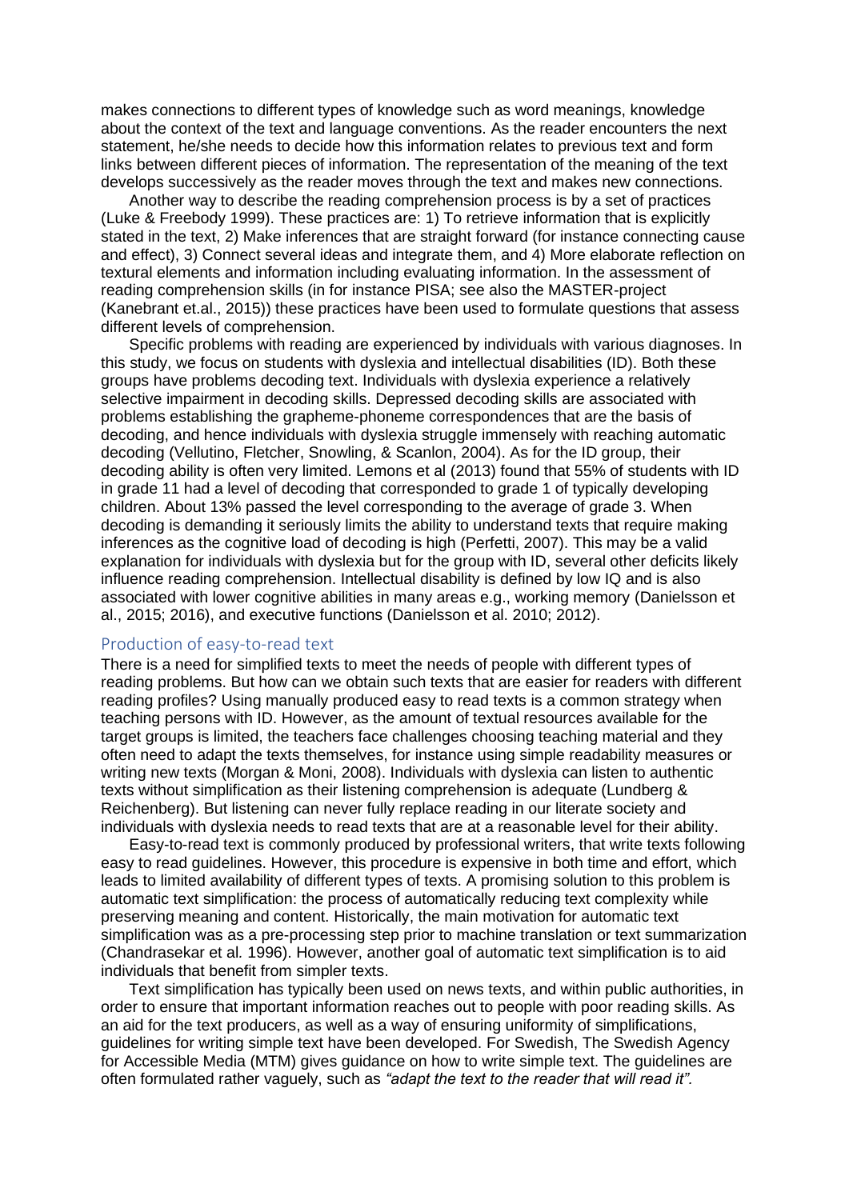makes connections to different types of knowledge such as word meanings, knowledge about the context of the text and language conventions. As the reader encounters the next statement, he/she needs to decide how this information relates to previous text and form links between different pieces of information. The representation of the meaning of the text develops successively as the reader moves through the text and makes new connections.

Another way to describe the reading comprehension process is by a set of practices (Luke & Freebody 1999). These practices are: 1) To retrieve information that is explicitly stated in the text, 2) Make inferences that are straight forward (for instance connecting cause and effect), 3) Connect several ideas and integrate them, and 4) More elaborate reflection on textural elements and information including evaluating information. In the assessment of reading comprehension skills (in for instance PISA; see also the MASTER-project (Kanebrant et.al., 2015)) these practices have been used to formulate questions that assess different levels of comprehension.

Specific problems with reading are experienced by individuals with various diagnoses. In this study, we focus on students with dyslexia and intellectual disabilities (ID). Both these groups have problems decoding text. Individuals with dyslexia experience a relatively selective impairment in decoding skills. Depressed decoding skills are associated with problems establishing the grapheme-phoneme correspondences that are the basis of decoding, and hence individuals with dyslexia struggle immensely with reaching automatic decoding (Vellutino, Fletcher, Snowling, & Scanlon, 2004). As for the ID group, their decoding ability is often very limited. Lemons et al (2013) found that 55% of students with ID in grade 11 had a level of decoding that corresponded to grade 1 of typically developing children. About 13% passed the level corresponding to the average of grade 3. When decoding is demanding it seriously limits the ability to understand texts that require making inferences as the cognitive load of decoding is high (Perfetti, 2007). This may be a valid explanation for individuals with dyslexia but for the group with ID, several other deficits likely influence reading comprehension. Intellectual disability is defined by low IQ and is also associated with lower cognitive abilities in many areas e.g., working memory (Danielsson et al., 2015; 2016), and executive functions (Danielsson et al. 2010; 2012).

## Production of easy-to-read text

There is a need for simplified texts to meet the needs of people with different types of reading problems. But how can we obtain such texts that are easier for readers with different reading profiles? Using manually produced easy to read texts is a common strategy when teaching persons with ID. However, as the amount of textual resources available for the target groups is limited, the teachers face challenges choosing teaching material and they often need to adapt the texts themselves, for instance using simple readability measures or writing new texts (Morgan & Moni, 2008). Individuals with dyslexia can listen to authentic texts without simplification as their listening comprehension is adequate (Lundberg & Reichenberg). But listening can never fully replace reading in our literate society and individuals with dyslexia needs to read texts that are at a reasonable level for their ability.

Easy-to-read text is commonly produced by professional writers, that write texts following easy to read guidelines. However, this procedure is expensive in both time and effort, which leads to limited availability of different types of texts. A promising solution to this problem is automatic text simplification: the process of automatically reducing text complexity while preserving meaning and content. Historically, the main motivation for automatic text simplification was as a pre-processing step prior to machine translation or text summarization (Chandrasekar et al*.* 1996). However, another goal of automatic text simplification is to aid individuals that benefit from simpler texts.

Text simplification has typically been used on news texts, and within public authorities, in order to ensure that important information reaches out to people with poor reading skills. As an aid for the text producers, as well as a way of ensuring uniformity of simplifications, guidelines for writing simple text have been developed. For Swedish, The Swedish Agency for Accessible Media (MTM) gives guidance on how to write simple text. The guidelines are often formulated rather vaguely, such as *"adapt the text to the reader that will read it"*.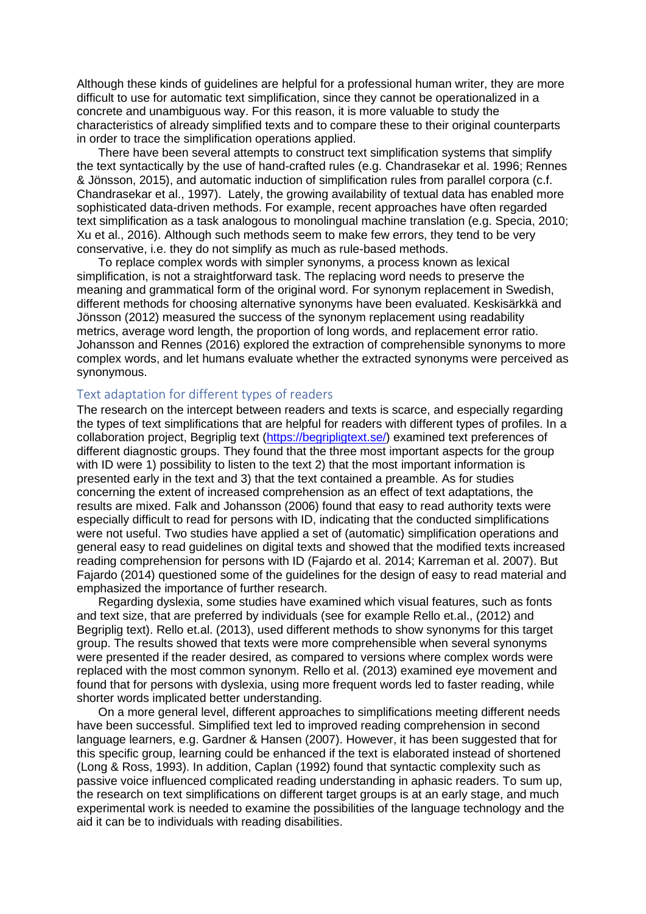Although these kinds of guidelines are helpful for a professional human writer, they are more difficult to use for automatic text simplification, since they cannot be operationalized in a concrete and unambiguous way. For this reason, it is more valuable to study the characteristics of already simplified texts and to compare these to their original counterparts in order to trace the simplification operations applied.

There have been several attempts to construct text simplification systems that simplify the text syntactically by the use of hand-crafted rules (e.g. Chandrasekar et al. 1996; Rennes & Jönsson, 2015), and automatic induction of simplification rules from parallel corpora (c.f. Chandrasekar et al., 1997). Lately, the growing availability of textual data has enabled more sophisticated data-driven methods. For example, recent approaches have often regarded text simplification as a task analogous to monolingual machine translation (e.g. Specia, 2010; Xu et al., 2016). Although such methods seem to make few errors, they tend to be very conservative, i.e. they do not simplify as much as rule-based methods.

To replace complex words with simpler synonyms, a process known as lexical simplification, is not a straightforward task. The replacing word needs to preserve the meaning and grammatical form of the original word. For synonym replacement in Swedish, different methods for choosing alternative synonyms have been evaluated. Keskisärkkä and Jönsson (2012) measured the success of the synonym replacement using readability metrics, average word length, the proportion of long words, and replacement error ratio. Johansson and Rennes (2016) explored the extraction of comprehensible synonyms to more complex words, and let humans evaluate whether the extracted synonyms were perceived as synonymous.

## Text adaptation for different types of readers

The research on the intercept between readers and texts is scarce, and especially regarding the types of text simplifications that are helpful for readers with different types of profiles. In a collaboration project, Begriplig text (https://begripligtext.se/) examined text preferences of different diagnostic groups. They found that the three most important aspects for the group with ID were 1) possibility to listen to the text 2) that the most important information is presented early in the text and 3) that the text contained a preamble. As for studies concerning the extent of increased comprehension as an effect of text adaptations, the results are mixed. Falk and Johansson (2006) found that easy to read authority texts were especially difficult to read for persons with ID, indicating that the conducted simplifications were not useful. Two studies have applied a set of (automatic) simplification operations and general easy to read guidelines on digital texts and showed that the modified texts increased reading comprehension for persons with ID (Fajardo et al. 2014; Karreman et al. 2007). But Fajardo (2014) questioned some of the guidelines for the design of easy to read material and emphasized the importance of further research.

Regarding dyslexia, some studies have examined which visual features, such as fonts and text size, that are preferred by individuals (see for example Rello et.al., (2012) and Begriplig text). Rello et.al. (2013), used different methods to show synonyms for this target group. The results showed that texts were more comprehensible when several synonyms were presented if the reader desired, as compared to versions where complex words were replaced with the most common synonym. Rello et al. (2013) examined eye movement and found that for persons with dyslexia, using more frequent words led to faster reading, while shorter words implicated better understanding.

On a more general level, different approaches to simplifications meeting different needs have been successful. Simplified text led to improved reading comprehension in second language learners, e.g. Gardner & Hansen (2007). However, it has been suggested that for this specific group, learning could be enhanced if the text is elaborated instead of shortened (Long & Ross, 1993). In addition, Caplan (1992) found that syntactic complexity such as passive voice influenced complicated reading understanding in aphasic readers. To sum up, the research on text simplifications on different target groups is at an early stage, and much experimental work is needed to examine the possibilities of the language technology and the aid it can be to individuals with reading disabilities.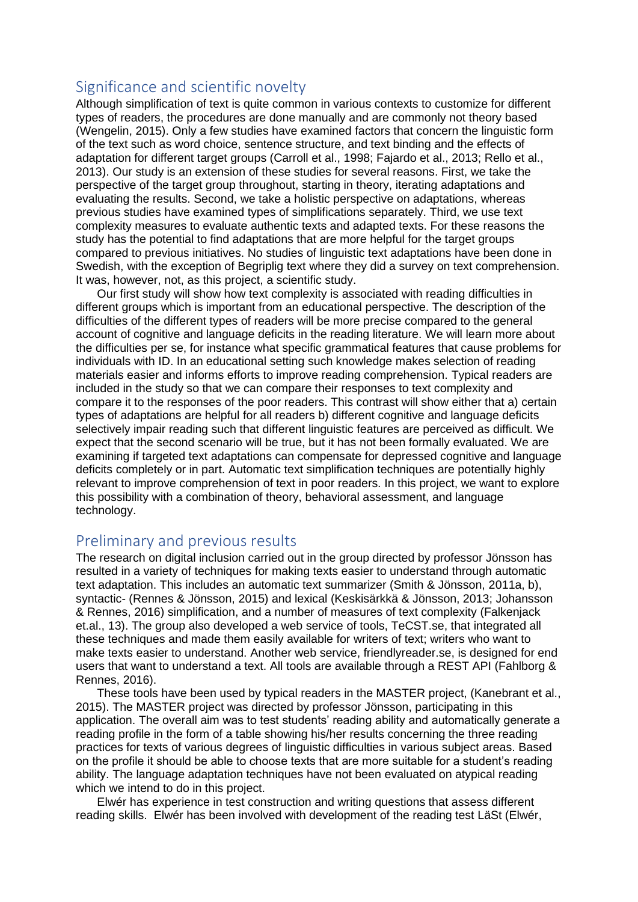## Significance and scientific novelty

Although simplification of text is quite common in various contexts to customize for different types of readers, the procedures are done manually and are commonly not theory based (Wengelin, 2015). Only a few studies have examined factors that concern the linguistic form of the text such as word choice, sentence structure, and text binding and the effects of adaptation for different target groups (Carroll et al., 1998; Fajardo et al., 2013; Rello et al., 2013). Our study is an extension of these studies for several reasons. First, we take the perspective of the target group throughout, starting in theory, iterating adaptations and evaluating the results. Second, we take a holistic perspective on adaptations, whereas previous studies have examined types of simplifications separately. Third, we use text complexity measures to evaluate authentic texts and adapted texts. For these reasons the study has the potential to find adaptations that are more helpful for the target groups compared to previous initiatives. No studies of linguistic text adaptations have been done in Swedish, with the exception of Begriplig text where they did a survey on text comprehension. It was, however, not, as this project, a scientific study.

Our first study will show how text complexity is associated with reading difficulties in different groups which is important from an educational perspective. The description of the difficulties of the different types of readers will be more precise compared to the general account of cognitive and language deficits in the reading literature. We will learn more about the difficulties per se, for instance what specific grammatical features that cause problems for individuals with ID. In an educational setting such knowledge makes selection of reading materials easier and informs efforts to improve reading comprehension. Typical readers are included in the study so that we can compare their responses to text complexity and compare it to the responses of the poor readers. This contrast will show either that a) certain types of adaptations are helpful for all readers b) different cognitive and language deficits selectively impair reading such that different linguistic features are perceived as difficult. We expect that the second scenario will be true, but it has not been formally evaluated. We are examining if targeted text adaptations can compensate for depressed cognitive and language deficits completely or in part. Automatic text simplification techniques are potentially highly relevant to improve comprehension of text in poor readers. In this project, we want to explore this possibility with a combination of theory, behavioral assessment, and language technology.

## Preliminary and previous results

The research on digital inclusion carried out in the group directed by professor Jönsson has resulted in a variety of techniques for making texts easier to understand through automatic text adaptation. This includes an automatic text summarizer (Smith & Jönsson, 2011a, b), syntactic- (Rennes & Jönsson, 2015) and lexical (Keskisärkkä & Jönsson, 2013; Johansson & Rennes, 2016) simplification, and a number of measures of text complexity (Falkenjack et.al., 13). The group also developed a web service of tools, TeCST.se, that integrated all these techniques and made them easily available for writers of text; writers who want to make texts easier to understand. Another web service, friendlyreader.se, is designed for end users that want to understand a text. All tools are available through a REST API (Fahlborg & Rennes, 2016).

These tools have been used by typical readers in the MASTER project, (Kanebrant et al., 2015). The MASTER project was directed by professor Jönsson, participating in this application. The overall aim was to test students' reading ability and automatically generate a reading profile in the form of a table showing his/her results concerning the three reading practices for texts of various degrees of linguistic difficulties in various subject areas. Based on the profile it should be able to choose texts that are more suitable for a student's reading ability. The language adaptation techniques have not been evaluated on atypical reading which we intend to do in this project.

Elwér has experience in test construction and writing questions that assess different reading skills. Elwér has been involved with development of the reading test LäSt (Elwér,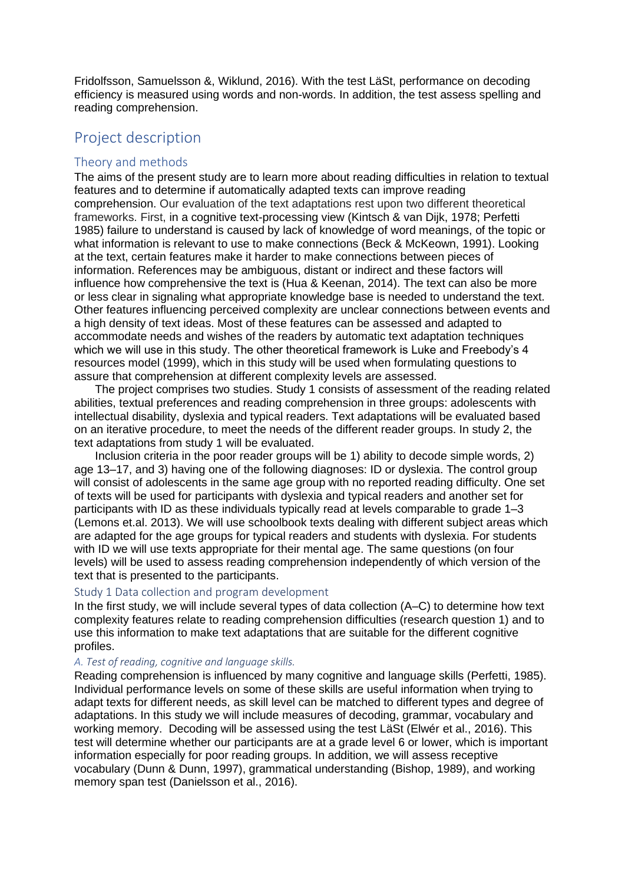Fridolfsson, Samuelsson &, Wiklund, 2016). With the test LäSt, performance on decoding efficiency is measured using words and non-words. In addition, the test assess spelling and reading comprehension.

## Project description

### Theory and methods

The aims of the present study are to learn more about reading difficulties in relation to textual features and to determine if automatically adapted texts can improve reading comprehension. Our evaluation of the text adaptations rest upon two different theoretical frameworks. First, in a cognitive text-processing view (Kintsch & van Dijk, 1978; Perfetti 1985) failure to understand is caused by lack of knowledge of word meanings, of the topic or what information is relevant to use to make connections (Beck & McKeown, 1991). Looking at the text, certain features make it harder to make connections between pieces of information. References may be ambiguous, distant or indirect and these factors will influence how comprehensive the text is (Hua & Keenan, 2014). The text can also be more or less clear in signaling what appropriate knowledge base is needed to understand the text. Other features influencing perceived complexity are unclear connections between events and a high density of text ideas. Most of these features can be assessed and adapted to accommodate needs and wishes of the readers by automatic text adaptation techniques which we will use in this study. The other theoretical framework is Luke and Freebody's 4 resources model (1999), which in this study will be used when formulating questions to assure that comprehension at different complexity levels are assessed.

The project comprises two studies. Study 1 consists of assessment of the reading related abilities, textual preferences and reading comprehension in three groups: adolescents with intellectual disability, dyslexia and typical readers. Text adaptations will be evaluated based on an iterative procedure, to meet the needs of the different reader groups. In study 2, the text adaptations from study 1 will be evaluated.

Inclusion criteria in the poor reader groups will be 1) ability to decode simple words, 2) age 13–17, and 3) having one of the following diagnoses: ID or dyslexia. The control group will consist of adolescents in the same age group with no reported reading difficulty. One set of texts will be used for participants with dyslexia and typical readers and another set for participants with ID as these individuals typically read at levels comparable to grade 1–3 (Lemons et.al. 2013). We will use schoolbook texts dealing with different subject areas which are adapted for the age groups for typical readers and students with dyslexia. For students with ID we will use texts appropriate for their mental age. The same questions (on four levels) will be used to assess reading comprehension independently of which version of the text that is presented to the participants.

#### Study 1 Data collection and program development

In the first study, we will include several types of data collection (A–C) to determine how text complexity features relate to reading comprehension difficulties (research question 1) and to use this information to make text adaptations that are suitable for the different cognitive profiles.

##### *A. Test of reading, cognitive and language skills.*

Reading comprehension is influenced by many cognitive and language skills (Perfetti, 1985). Individual performance levels on some of these skills are useful information when trying to adapt texts for different needs, as skill level can be matched to different types and degree of adaptations. In this study we will include measures of decoding, grammar, vocabulary and working memory. Decoding will be assessed using the test LäSt (Elwér et al., 2016). This test will determine whether our participants are at a grade level 6 or lower, which is important information especially for poor reading groups. In addition, we will assess receptive vocabulary (Dunn & Dunn, 1997), grammatical understanding (Bishop, 1989), and working memory span test (Danielsson et al., 2016).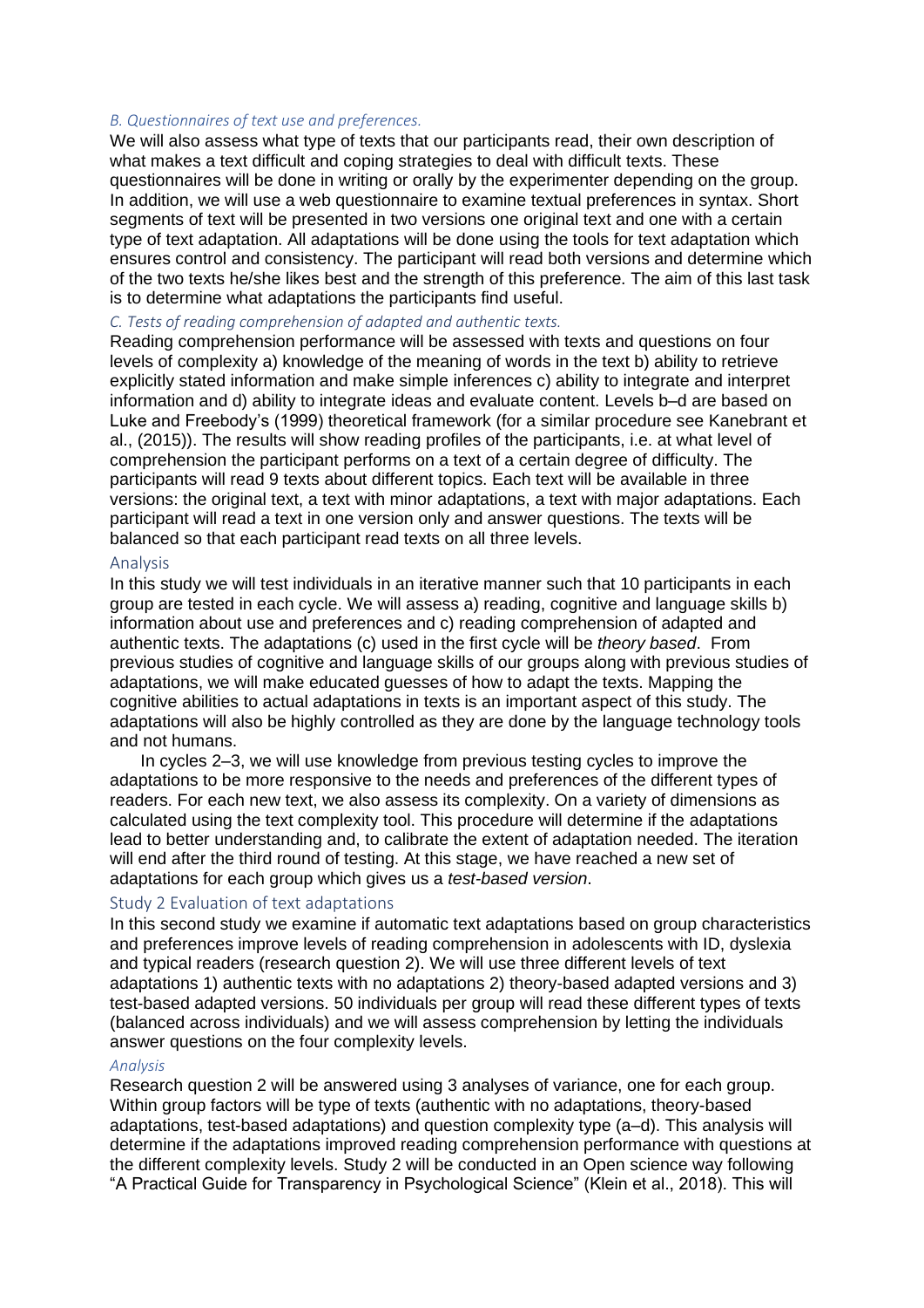### *B. Questionnaires of text use and preferences.*

We will also assess what type of texts that our participants read, their own description of what makes a text difficult and coping strategies to deal with difficult texts. These questionnaires will be done in writing or orally by the experimenter depending on the group. In addition, we will use a web questionnaire to examine textual preferences in syntax. Short segments of text will be presented in two versions one original text and one with a certain type of text adaptation. All adaptations will be done using the tools for text adaptation which ensures control and consistency. The participant will read both versions and determine which of the two texts he/she likes best and the strength of this preference. The aim of this last task is to determine what adaptations the participants find useful.

### *C. Tests of reading comprehension of adapted and authentic texts.*

Reading comprehension performance will be assessed with texts and questions on four levels of complexity a) knowledge of the meaning of words in the text b) ability to retrieve explicitly stated information and make simple inferences c) ability to integrate and interpret information and d) ability to integrate ideas and evaluate content. Levels b–d are based on Luke and Freebody's (1999) theoretical framework (for a similar procedure see Kanebrant et al., (2015)). The results will show reading profiles of the participants, i.e. at what level of comprehension the participant performs on a text of a certain degree of difficulty. The participants will read 9 texts about different topics. Each text will be available in three versions: the original text, a text with minor adaptations, a text with major adaptations. Each participant will read a text in one version only and answer questions. The texts will be balanced so that each participant read texts on all three levels.

## Analysis

In this study we will test individuals in an iterative manner such that 10 participants in each group are tested in each cycle. We will assess a) reading, cognitive and language skills b) information about use and preferences and c) reading comprehension of adapted and authentic texts. The adaptations (c) used in the first cycle will be *theory based*. From previous studies of cognitive and language skills of our groups along with previous studies of adaptations, we will make educated guesses of how to adapt the texts. Mapping the cognitive abilities to actual adaptations in texts is an important aspect of this study. The adaptations will also be highly controlled as they are done by the language technology tools and not humans.

In cycles 2–3, we will use knowledge from previous testing cycles to improve the adaptations to be more responsive to the needs and preferences of the different types of readers. For each new text, we also assess its complexity. On a variety of dimensions as calculated using the text complexity tool. This procedure will determine if the adaptations lead to better understanding and, to calibrate the extent of adaptation needed. The iteration will end after the third round of testing. At this stage, we have reached a new set of adaptations for each group which gives us a *test-based version*.

## Study 2 Evaluation of text adaptations

In this second study we examine if automatic text adaptations based on group characteristics and preferences improve levels of reading comprehension in adolescents with ID, dyslexia and typical readers (research question 2). We will use three different levels of text adaptations 1) authentic texts with no adaptations 2) theory-based adapted versions and 3) test-based adapted versions. 50 individuals per group will read these different types of texts (balanced across individuals) and we will assess comprehension by letting the individuals answer questions on the four complexity levels.

### *Analysis*

Research question 2 will be answered using 3 analyses of variance, one for each group. Within group factors will be type of texts (authentic with no adaptations, theory-based adaptations, test-based adaptations) and question complexity type (a–d). This analysis will determine if the adaptations improved reading comprehension performance with questions at the different complexity levels. Study 2 will be conducted in an Open science way following "A Practical Guide for Transparency in Psychological Science" (Klein et al., 2018). This will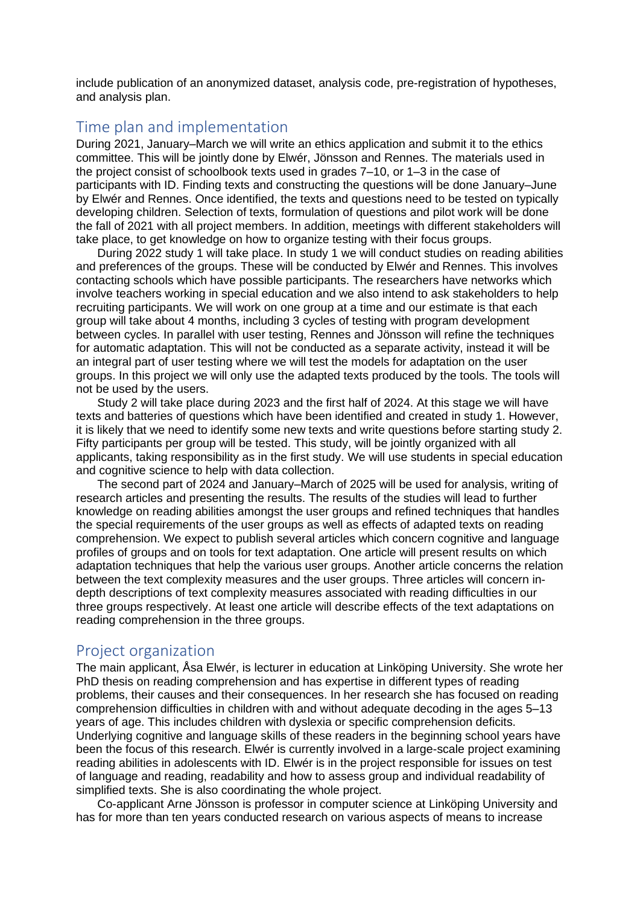include publication of an anonymized dataset, analysis code, pre-registration of hypotheses, and analysis plan.

## Time plan and implementation

During 2021, January–March we will write an ethics application and submit it to the ethics committee. This will be jointly done by Elwér, Jönsson and Rennes. The materials used in the project consist of schoolbook texts used in grades 7–10, or 1–3 in the case of participants with ID. Finding texts and constructing the questions will be done January–June by Elwér and Rennes. Once identified, the texts and questions need to be tested on typically developing children. Selection of texts, formulation of questions and pilot work will be done the fall of 2021 with all project members. In addition, meetings with different stakeholders will take place, to get knowledge on how to organize testing with their focus groups.

During 2022 study 1 will take place. In study 1 we will conduct studies on reading abilities and preferences of the groups. These will be conducted by Elwér and Rennes. This involves contacting schools which have possible participants. The researchers have networks which involve teachers working in special education and we also intend to ask stakeholders to help recruiting participants. We will work on one group at a time and our estimate is that each group will take about 4 months, including 3 cycles of testing with program development between cycles. In parallel with user testing, Rennes and Jönsson will refine the techniques for automatic adaptation. This will not be conducted as a separate activity, instead it will be an integral part of user testing where we will test the models for adaptation on the user groups. In this project we will only use the adapted texts produced by the tools. The tools will not be used by the users.

Study 2 will take place during 2023 and the first half of 2024. At this stage we will have texts and batteries of questions which have been identified and created in study 1. However, it is likely that we need to identify some new texts and write questions before starting study 2. Fifty participants per group will be tested. This study, will be jointly organized with all applicants, taking responsibility as in the first study. We will use students in special education and cognitive science to help with data collection.

The second part of 2024 and January–March of 2025 will be used for analysis, writing of research articles and presenting the results. The results of the studies will lead to further knowledge on reading abilities amongst the user groups and refined techniques that handles the special requirements of the user groups as well as effects of adapted texts on reading comprehension. We expect to publish several articles which concern cognitive and language profiles of groups and on tools for text adaptation. One article will present results on which adaptation techniques that help the various user groups. Another article concerns the relation between the text complexity measures and the user groups. Three articles will concern in-depth descriptions of text complexity measures associated with reading difficulties in our three groups respectively. At least one article will describe effects of the text adaptations on reading comprehension in the three groups.

## Project organization

The main applicant, Åsa Elwér, is lecturer in education at Linköping University. She wrote her PhD thesis on reading comprehension and has expertise in different types of reading problems, their causes and their consequences. In her research she has focused on reading comprehension difficulties in children with and without adequate decoding in the ages 5–13 years of age. This includes children with dyslexia or specific comprehension deficits. Underlying cognitive and language skills of these readers in the beginning school years have been the focus of this research. Elwér is currently involved in a large-scale project examining reading abilities in adolescents with ID. Elwér is in the project responsible for issues on test of language and reading, readability and how to assess group and individual readability of simplified texts. She is also coordinating the whole project.

Co-applicant Arne Jönsson is professor in computer science at Linköping University and has for more than ten years conducted research on various aspects of means to increase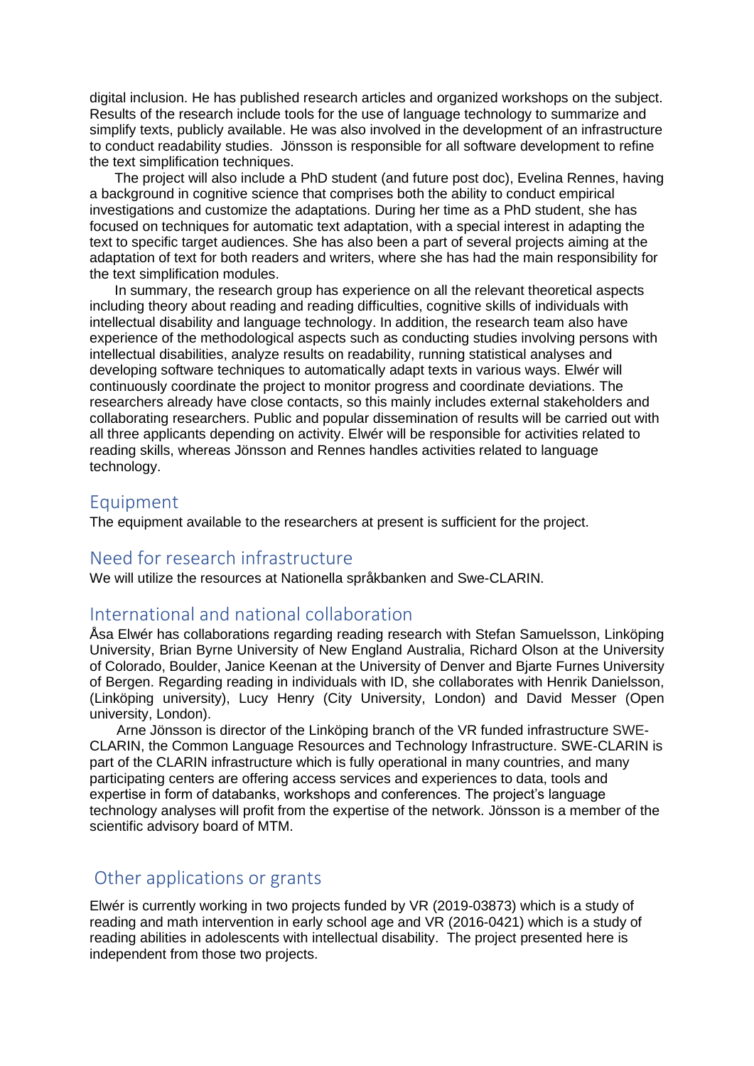digital inclusion. He has published research articles and organized workshops on the subject. Results of the research include tools for the use of language technology to summarize and simplify texts, publicly available. He was also involved in the development of an infrastructure to conduct readability studies. Jönsson is responsible for all software development to refine the text simplification techniques.

The project will also include a PhD student (and future post doc), Evelina Rennes, having a background in cognitive science that comprises both the ability to conduct empirical investigations and customize the adaptations. During her time as a PhD student, she has focused on techniques for automatic text adaptation, with a special interest in adapting the text to specific target audiences. She has also been a part of several projects aiming at the adaptation of text for both readers and writers, where she has had the main responsibility for the text simplification modules.

In summary, the research group has experience on all the relevant theoretical aspects including theory about reading and reading difficulties, cognitive skills of individuals with intellectual disability and language technology. In addition, the research team also have experience of the methodological aspects such as conducting studies involving persons with intellectual disabilities, analyze results on readability, running statistical analyses and developing software techniques to automatically adapt texts in various ways. Elwér will continuously coordinate the project to monitor progress and coordinate deviations. The researchers already have close contacts, so this mainly includes external stakeholders and collaborating researchers. Public and popular dissemination of results will be carried out with all three applicants depending on activity. Elwér will be responsible for activities related to reading skills, whereas Jönsson and Rennes handles activities related to language technology.

## Equipment

The equipment available to the researchers at present is sufficient for the project.

## Need for research infrastructure

We will utilize the resources at Nationella språkbanken and Swe-CLARIN.

## International and national collaboration

Åsa Elwér has collaborations regarding reading research with Stefan Samuelsson, Linköping University, Brian Byrne University of New England Australia, Richard Olson at the University of Colorado, Boulder, Janice Keenan at the University of Denver and Bjarte Furnes University of Bergen. Regarding reading in individuals with ID, she collaborates with Henrik Danielsson, (Linköping university), Lucy Henry (City University, London) and David Messer (Open university, London).

Arne Jönsson is director of the Linköping branch of the VR funded infrastructure SWE-CLARIN, the Common Language Resources and Technology Infrastructure. SWE-CLARIN is part of the CLARIN infrastructure which is fully operational in many countries, and many participating centers are offering access services and experiences to data, tools and expertise in form of databanks, workshops and conferences. The project's language technology analyses will profit from the expertise of the network. Jönsson is a member of the scientific advisory board of MTM.

## Other applications or grants

Elwér is currently working in two projects funded by VR (2019-03873) which is a study of reading and math intervention in early school age and VR (2016-0421) which is a study of reading abilities in adolescents with intellectual disability. The project presented here is independent from those two projects.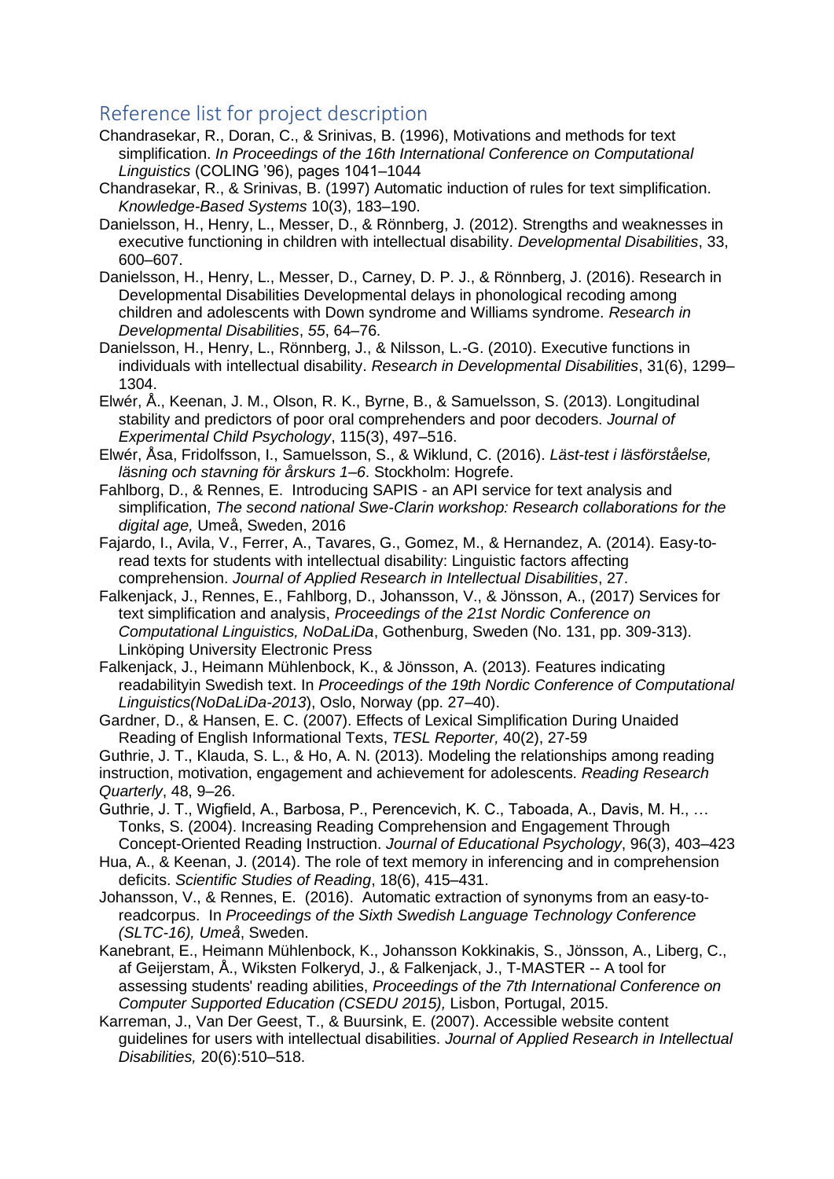## Reference list for project description

Chandrasekar, R., Doran, C., & Srinivas, B. (1996), Motivations and methods for text simplification. *In Proceedings of the 16th International Conference on Computational Linguistics* (COLING '96), pages 1041–1044

Chandrasekar, R., & Srinivas, B. (1997) Automatic induction of rules for text simplification. *Knowledge-Based Systems* 10(3), 183–190.

Danielsson, H., Henry, L., Messer, D., & Rönnberg, J. (2012). Strengths and weaknesses in executive functioning in children with intellectual disability. *Developmental Disabilities*, 33, 600–607.

Danielsson, H., Henry, L., Messer, D., Carney, D. P. J., & Rönnberg, J. (2016). Research in Developmental Disabilities Developmental delays in phonological recoding among children and adolescents with Down syndrome and Williams syndrome. *Research in Developmental Disabilities*, *55*, 64–76.

Danielsson, H., Henry, L., Rönnberg, J., & Nilsson, L.-G. (2010). Executive functions in individuals with intellectual disability. *Research in Developmental Disabilities*, 31(6), 1299–1304.

Elwér, Å., Keenan, J. M., Olson, R. K., Byrne, B., & Samuelsson, S. (2013). Longitudinal stability and predictors of poor oral comprehenders and poor decoders. *Journal of Experimental Child Psychology*, 115(3), 497–516.

Elwér, Åsa, Fridolfsson, I., Samuelsson, S., & Wiklund, C. (2016). *Läst-test i läsförståelse, läsning och stavning för årskurs 1–6*. Stockholm: Hogrefe.

Fahlborg, D., & Rennes, E. Introducing SAPIS - an API service for text analysis and simplification, *The second national Swe-Clarin workshop: Research collaborations for the digital age,* Umeå, Sweden, 2016

Fajardo, I., Avila, V., Ferrer, A., Tavares, G., Gomez, M., & Hernandez, A. (2014). Easy-to-read texts for students with intellectual disability: Linguistic factors affecting comprehension. *Journal of Applied Research in Intellectual Disabilities*, 27.

Falkenjack, J., Rennes, E., Fahlborg, D., Johansson, V., & Jönsson, A., (2017) Services for text simplification and analysis, *Proceedings of the 21st Nordic Conference on Computational Linguistics, NoDaLiDa*, Gothenburg, Sweden (No. 131, pp. 309-313). Linköping University Electronic Press

Falkenjack, J., Heimann Mühlenbock, K., & Jönsson, A. (2013). Features indicating readabilityin Swedish text. In *Proceedings of the 19th Nordic Conference of Computational Linguistics(NoDaLiDa-2013*), Oslo, Norway (pp. 27–40).

Gardner, D., & Hansen, E. C. (2007). Effects of Lexical Simplification During Unaided Reading of English Informational Texts, *TESL Reporter,* 40(2), 27-59

Guthrie, J. T., Klauda, S. L., & Ho, A. N. (2013). Modeling the relationships among reading instruction, motivation, engagement and achievement for adolescents. *Reading Research Quarterly*, 48, 9–26.

Guthrie, J. T., Wigfield, A., Barbosa, P., Perencevich, K. C., Taboada, A., Davis, M. H., … Tonks, S. (2004). Increasing Reading Comprehension and Engagement Through Concept-Oriented Reading Instruction. *Journal of Educational Psychology*, 96(3), 403–423

Hua, A., & Keenan, J. (2014). The role of text memory in inferencing and in comprehension deficits. *Scientific Studies of Reading*, 18(6), 415–431.

Johansson, V., & Rennes, E. (2016). Automatic extraction of synonyms from an easy-to-readcorpus. In *Proceedings of the Sixth Swedish Language Technology Conference (SLTC-16), Umeå*, Sweden.

Kanebrant, E., Heimann Mühlenbock, K., Johansson Kokkinakis, S., Jönsson, A., Liberg, C., af Geijerstam, Å., Wiksten Folkeryd, J., & Falkenjack, J., T-MASTER -- A tool for assessing students' reading abilities, *Proceedings of the 7th International Conference on Computer Supported Education (CSEDU 2015),* Lisbon, Portugal, 2015.

Karreman, J., Van Der Geest, T., & Buursink, E. (2007). Accessible website content guidelines for users with intellectual disabilities. *Journal of Applied Research in Intellectual Disabilities,* 20(6):510–518.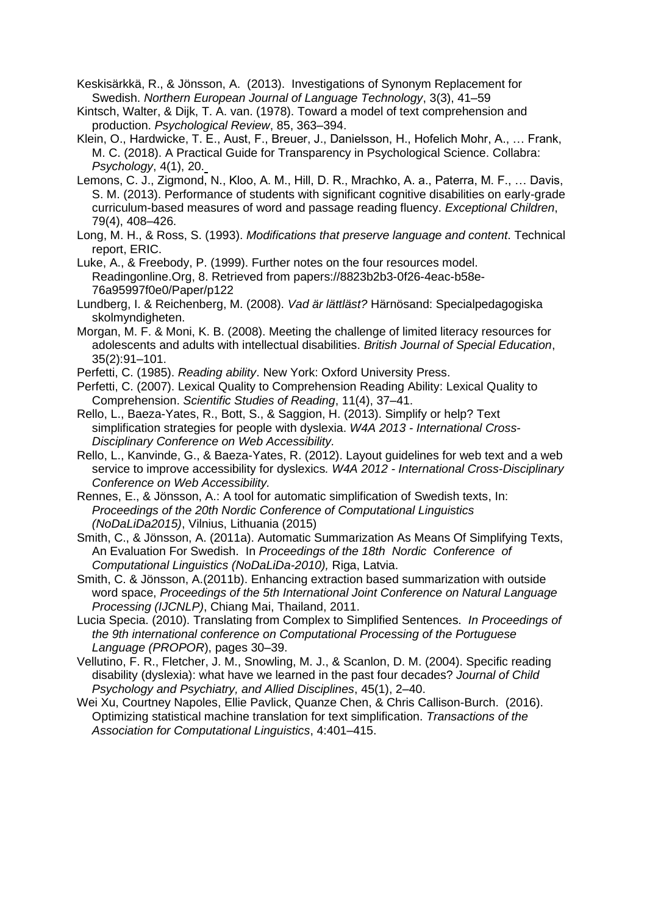Keskisärkkä, R., & Jönsson, A. (2013). Investigations of Synonym Replacement for Swedish. *Northern European Journal of Language Technology*, 3(3), 41–59

Kintsch, Walter, & Dijk, T. A. van. (1978). Toward a model of text comprehension and production. *Psychological Review*, 85, 363–394.

Klein, O., Hardwicke, T. E., Aust, F., Breuer, J., Danielsson, H., Hofelich Mohr, A., … Frank, M. C. (2018). A Practical Guide for Transparency in Psychological Science. Collabra: *Psychology*, 4(1), 20.

Lemons, C. J., Zigmond, N., Kloo, A. M., Hill, D. R., Mrachko, A. a., Paterra, M. F., … Davis, S. M. (2013). Performance of students with significant cognitive disabilities on early-grade curriculum-based measures of word and passage reading fluency. *Exceptional Children*, 79(4), 408–426.

Long, M. H., & Ross, S. (1993). *Modifications that preserve language and content*. Technical report, ERIC.

Luke, A., & Freebody, P. (1999). Further notes on the four resources model. Readingonline.Org, 8. Retrieved from papers://8823b2b3-0f26-4eac-b58e-76a95997f0e0/Paper/p122

Lundberg, I. & Reichenberg, M. (2008). *Vad är lättläst?* Härnösand: Specialpedagogiska skolmyndigheten.

Morgan, M. F. & Moni, K. B. (2008). Meeting the challenge of limited literacy resources for adolescents and adults with intellectual disabilities. *British Journal of Special Education*, 35(2):91–101.

Perfetti, C. (1985). *Reading ability*. New York: Oxford University Press.

Perfetti, C. (2007). Lexical Quality to Comprehension Reading Ability: Lexical Quality to Comprehension. *Scientific Studies of Reading*, 11(4), 37–41.

Rello, L., Baeza-Yates, R., Bott, S., & Saggion, H. (2013). Simplify or help? Text simplification strategies for people with dyslexia. *W4A 2013 - International Cross-Disciplinary Conference on Web Accessibility.*

Rello, L., Kanvinde, G., & Baeza-Yates, R. (2012). Layout guidelines for web text and a web service to improve accessibility for dyslexics*. W4A 2012 - International Cross-Disciplinary Conference on Web Accessibility.*

Rennes, E., & Jönsson, A.: A tool for automatic simplification of Swedish texts, In: *Proceedings of the 20th Nordic Conference of Computational Linguistics (NoDaLiDa2015)*, Vilnius, Lithuania (2015)

Smith, C., & Jönsson, A. (2011a). Automatic Summarization As Means Of Simplifying Texts, An Evaluation For Swedish. In *Proceedings of the 18th Nordic Conference of Computational Linguistics (NoDaLiDa-2010),* Riga, Latvia.

Smith, C. & Jönsson, A.(2011b). Enhancing extraction based summarization with outside word space, *Proceedings of the 5th International Joint Conference on Natural Language Processing (IJCNLP)*, Chiang Mai, Thailand, 2011.

Lucia Specia. (2010). Translating from Complex to Simplified Sentences. *In Proceedings of the 9th international conference on Computational Processing of the Portuguese Language (PROPOR*), pages 30–39.

Vellutino, F. R., Fletcher, J. M., Snowling, M. J., & Scanlon, D. M. (2004). Specific reading disability (dyslexia): what have we learned in the past four decades? *Journal of Child Psychology and Psychiatry, and Allied Disciplines*, 45(1), 2–40.

Wei Xu, Courtney Napoles, Ellie Pavlick, Quanze Chen, & Chris Callison-Burch. (2016). Optimizing statistical machine translation for text simplification. *Transactions of the Association for Computational Linguistics*, 4:401–415.